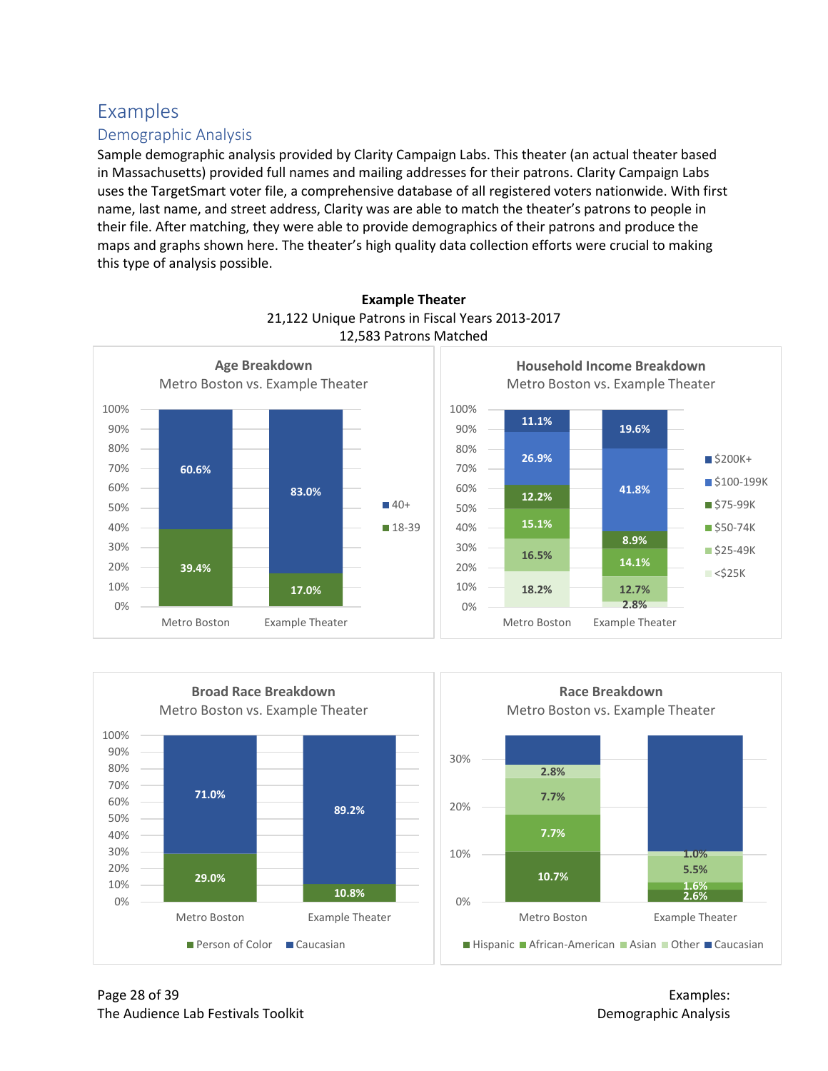# Examples

## Demographic Analysis

Sample demographic analysis provided by Clarity Campaign Labs. This theater (an actual theater based in Massachusetts) provided full names and mailing addresses for their patrons. Clarity Campaign Labs uses the TargetSmart voter file, a comprehensive database of all registered voters nationwide. With first name, last name, and street address, Clarity was are able to match the theater's patrons to people in their file. After matching, they were able to provide demographics of their patrons and produce the maps and graphs shown here. The theater's high quality data collection efforts were crucial to making this type of analysis possible.

**Example Theater**
21,122 Unique Patrons in Fiscal Years 2013-2017
12,583 Patrons Matched

**Age Breakdown**
Metro Boston vs. Example Theater

| | Metro Boston | Example Theater |
|---|---|---|
| 40+ | 60.6% | 83.0% |
| 18-39 | 39.4% | 17.0% |

**Household Income Breakdown**
Metro Boston vs. Example Theater

| | Metro Boston | Example Theater |
|---|---|---|
| $200K+ | 11.1% | 19.6% |
| $100-199K | 26.9% | 41.8% |
| $75-99K | 12.2% | 8.9% |
| $50-74K | 15.1% | 14.1% |
| $25-49K | 16.5% | 12.7% |
| <$25K | 18.2% | 2.8% |

**Broad Race Breakdown**
Metro Boston vs. Example Theater

| | Metro Boston | Example Theater |
|---|---|---|
| Caucasian | 71.0% | 89.2% |
| Person of Color | 29.0% | 10.8% |

**Race Breakdown**
Metro Boston vs. Example Theater

| | Metro Boston | Example Theater |
|---|---|---|
| Hispanic | 10.7% | 2.6% |
| African-American | 7.7% | 1.6% |
| Asian | 7.7% | 5.5% |
| Other | 2.8% | 1.0% |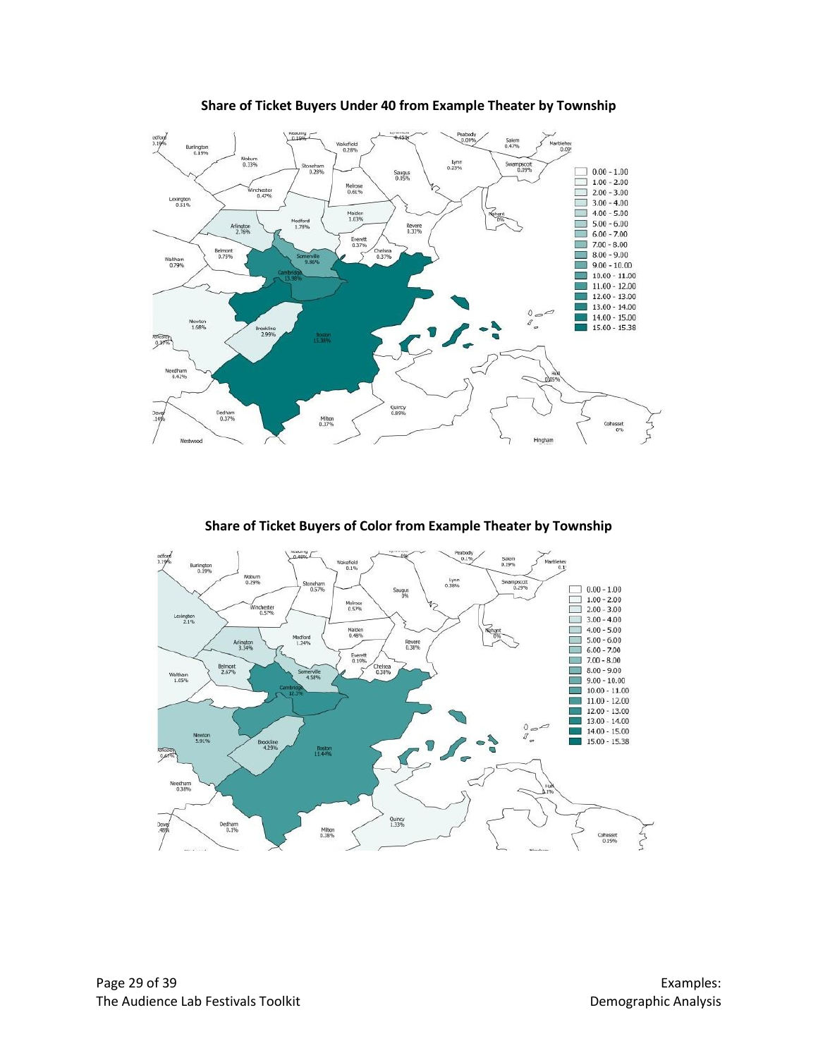**Share of Ticket Buyers Under 40 from Example Theater by Township**

Bedford 0.19%
Burlington 0.19%
Reading 0.19%
Wakefield 0.28%
Lynnfield 0.45%
Peabody 0.09%
Salem 0.47%
Marblehead 0.09%
Woburn 0.33%
Stoneham 0.28%
Lynn 0.23%
Swampscott 0.09%
Saugus 0.05%
Melrose 0.61%
Lexington 0.51%
Winchester 0.47%
Malden 1.03%
Nahant 0%
Arlington 2.76%
Medford 1.78%
Revere 0.33%
Everett 0.37%
Belmont 0.75%
Somerville 9.86%
Chelsea 0.37%
Waltham 0.79%
Cambridge 13.98%
Newton 1.68%
Brookline 2.99%
Wellesley 0.37%
Boston 15.38%
Needham 0.42%
Hull 0.05%
Dover 0.14%
Dedham 0.37%
Quincy 0.89%
Milton 0.37%
Cohasset 0%
Westwood
Hingham

0.00 - 1.00
1.00 - 2.00
2.00 - 3.00
3.00 - 4.00
4.00 - 5.00
5.00 - 6.00
6.00 - 7.00
7.00 - 8.00
8.00 - 9.00
9.00 - 10.00
10.00 - 11.00
11.00 - 12.00
12.00 - 13.00
13.00 - 14.00
14.00 - 15.00
15.00 - 15.38

**Share of Ticket Buyers of Color from Example Theater by Township**

Bedford 0.19%
Burlington 0.19%
Reading 0.48%
Wakefield 0.1%
Peabody 0.1%
Salem 0.19%
Marblehead 0.1%
Woburn 0.29%
Stoneham 0.57%
Lynn 0.38%
Swampscott 0.29%
Saugus 0%
Melrose 0.57%
Winchester 0.57%
Lexington 2.1%
Malden 0.48%
Nahant 0%
Arlington 3.34%
Medford 1.24%
Revere 0.38%
Everett 0.19%
Belmont 2.67%
Chelsea 0.38%
Somerville 4.58%
Waltham 1.05%
Cambridge 12.2%
Newton 5.91%
Brookline 4.29%
Wellesley 0.67%
Boston 11.44%
Needham 0.38%
Hull 0.1%
Dover 0.48%
Dedham 0.1%
Quincy 1.33%
Milton 0.38%
Cohasset 0.19%

0.00 - 1.00
1.00 - 2.00
2.00 - 3.00
3.00 - 4.00
4.00 - 5.00
5.00 - 6.00
6.00 - 7.00
7.00 - 8.00
8.00 - 9.00
9.00 - 10.00
10.00 - 11.00
11.00 - 12.00
12.00 - 13.00
13.00 - 14.00
14.00 - 15.00
15.00 - 15.38